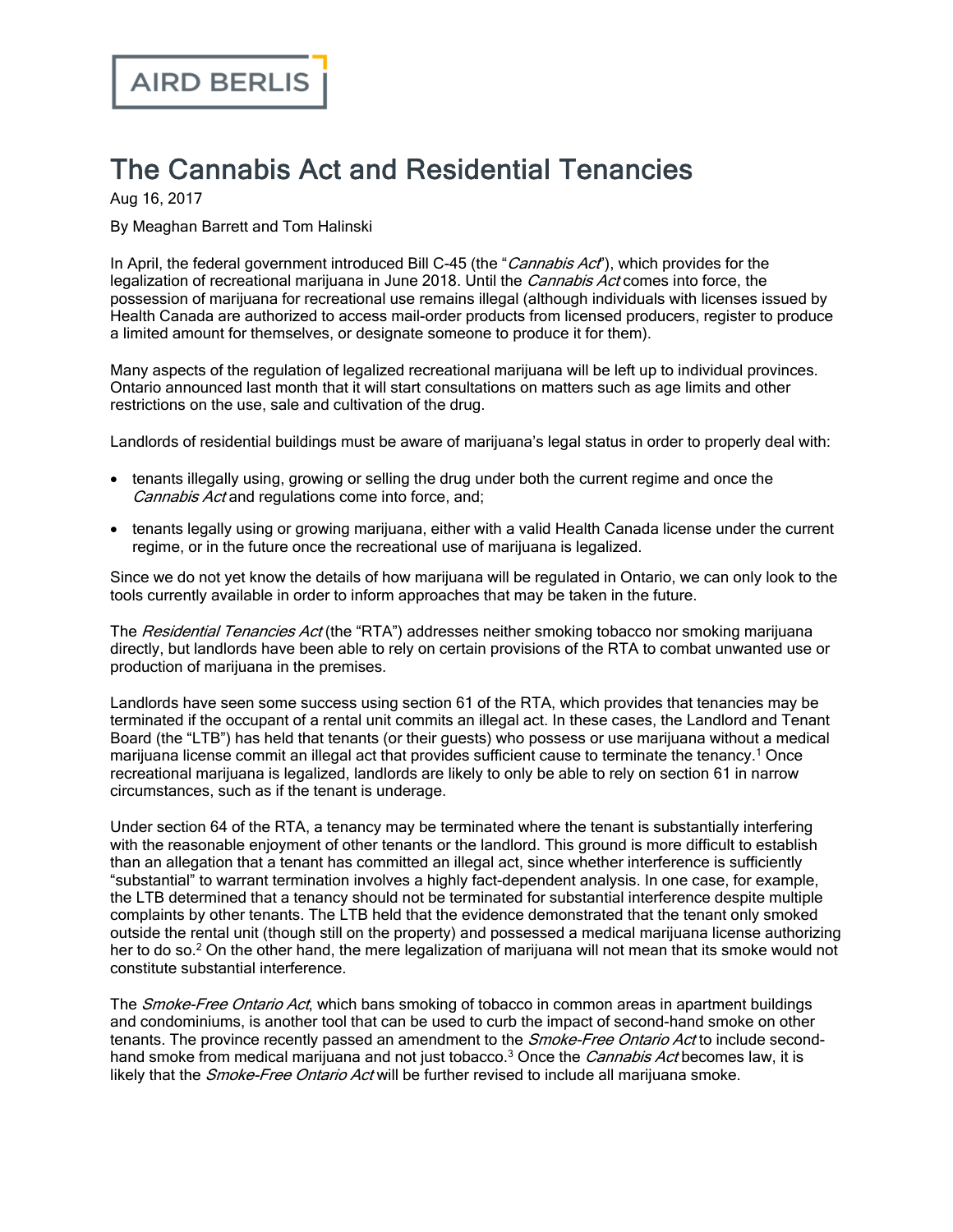AIRD BERLIS

# The Cannabis Act and Residential Tenancies

Aug 16, 2017

By Meaghan Barrett and Tom Halinski

In April, the federal government introduced Bill C-45 (the "*Cannabis Act*"), which provides for the legalization of recreational marijuana in June 2018. Until the *Cannabis Act* comes into force, the possession of marijuana for recreational use remains illegal (although individuals with licenses issued by Health Canada are authorized to access mail-order products from licensed producers, register to produce a limited amount for themselves, or designate someone to produce it for them).

Many aspects of the regulation of legalized recreational marijuana will be left up to individual provinces. Ontario announced last month that it will start consultations on matters such as age limits and other restrictions on the use, sale and cultivation of the drug.

Landlords of residential buildings must be aware of marijuana's legal status in order to properly deal with:

- tenants illegally using, growing or selling the drug under both the current regime and once the *Cannabis Act* and regulations come into force, and;
- tenants legally using or growing marijuana, either with a valid Health Canada license under the current regime, or in the future once the recreational use of marijuana is legalized.

Since we do not yet know the details of how marijuana will be regulated in Ontario, we can only look to the tools currently available in order to inform approaches that may be taken in the future.

The *Residential Tenancies Act* (the "RTA") addresses neither smoking tobacco nor smoking marijuana directly, but landlords have been able to rely on certain provisions of the RTA to combat unwanted use or production of marijuana in the premises.

Landlords have seen some success using section 61 of the RTA, which provides that tenancies may be terminated if the occupant of a rental unit commits an illegal act. In these cases, the Landlord and Tenant Board (the "LTB") has held that tenants (or their guests) who possess or use marijuana without a medical marijuana license commit an illegal act that provides sufficient cause to terminate the tenancy.[1] Once recreational marijuana is legalized, landlords are likely to only be able to rely on section 61 in narrow circumstances, such as if the tenant is underage.

Under section 64 of the RTA, a tenancy may be terminated where the tenant is substantially interfering with the reasonable enjoyment of other tenants or the landlord. This ground is more difficult to establish than an allegation that a tenant has committed an illegal act, since whether interference is sufficiently "substantial" to warrant termination involves a highly fact-dependent analysis. In one case, for example, the LTB determined that a tenancy should not be terminated for substantial interference despite multiple complaints by other tenants. The LTB held that the evidence demonstrated that the tenant only smoked outside the rental unit (though still on the property) and possessed a medical marijuana license authorizing her to do so.[2] On the other hand, the mere legalization of marijuana will not mean that its smoke would not constitute substantial interference.

The *Smoke-Free Ontario Act*, which bans smoking of tobacco in common areas in apartment buildings and condominiums, is another tool that can be used to curb the impact of second-hand smoke on other tenants. The province recently passed an amendment to the *Smoke-Free Ontario Act* to include second-hand smoke from medical marijuana and not just tobacco.[3] Once the *Cannabis Act* becomes law, it is likely that the *Smoke-Free Ontario Act* will be further revised to include all marijuana smoke.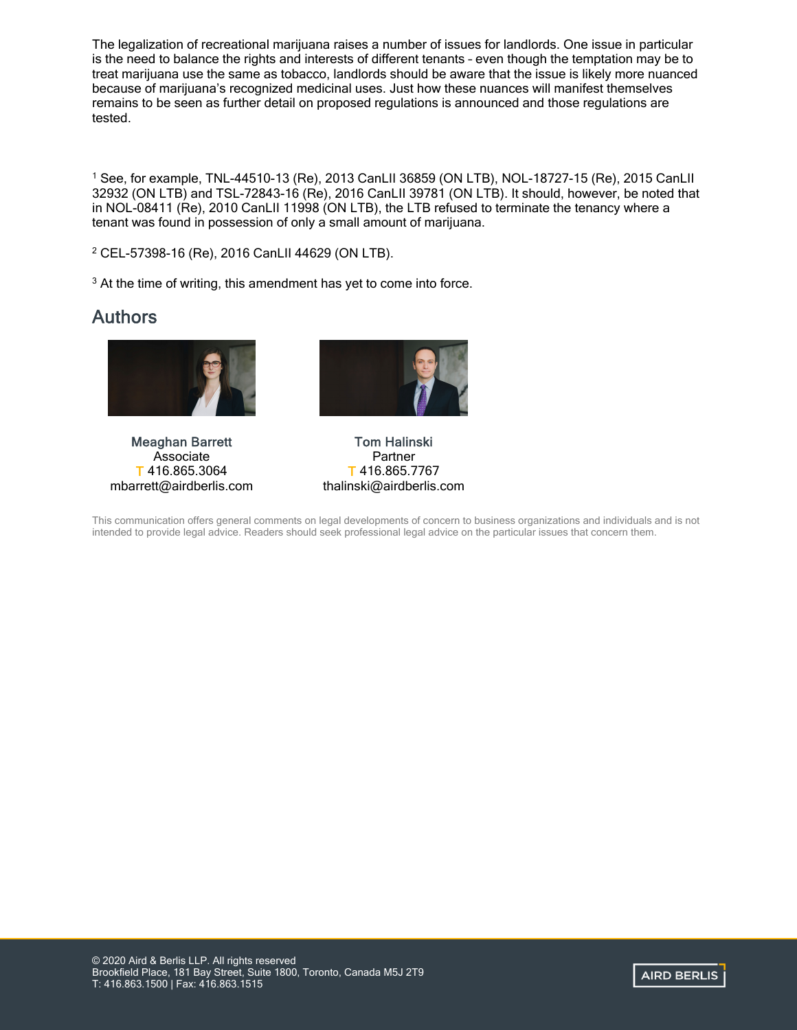The legalization of recreational marijuana raises a number of issues for landlords. One issue in particular is the need to balance the rights and interests of different tenants – even though the temptation may be to treat marijuana use the same as tobacco, landlords should be aware that the issue is likely more nuanced because of marijuana's recognized medicinal uses. Just how these nuances will manifest themselves remains to be seen as further detail on proposed regulations is announced and those regulations are tested.

[1] See, for example, TNL-44510-13 (Re), 2013 CanLII 36859 (ON LTB), NOL-18727-15 (Re), 2015 CanLII 32932 (ON LTB) and TSL-72843-16 (Re), 2016 CanLII 39781 (ON LTB). It should, however, be noted that in NOL-08411 (Re), 2010 CanLII 11998 (ON LTB), the LTB refused to terminate the tenancy where a tenant was found in possession of only a small amount of marijuana.

[2] CEL-57398-16 (Re), 2016 CanLII 44629 (ON LTB).

[3] At the time of writing, this amendment has yet to come into force.

## Authors

**Meaghan Barrett**
Associate
T 416.865.3064
mbarrett@airdberlis.com

**Tom Halinski**
Partner
T 416.865.7767
thalinski@airdberlis.com

This communication offers general comments on legal developments of concern to business organizations and individuals and is not intended to provide legal advice. Readers should seek professional legal advice on the particular issues that concern them.

© 2020 Aird & Berlis LLP. All rights reserved
Brookfield Place, 181 Bay Street, Suite 1800, Toronto, Canada M5J 2T9
T: 416.863.1500 | Fax: 416.863.1515

AIRD BERLIS